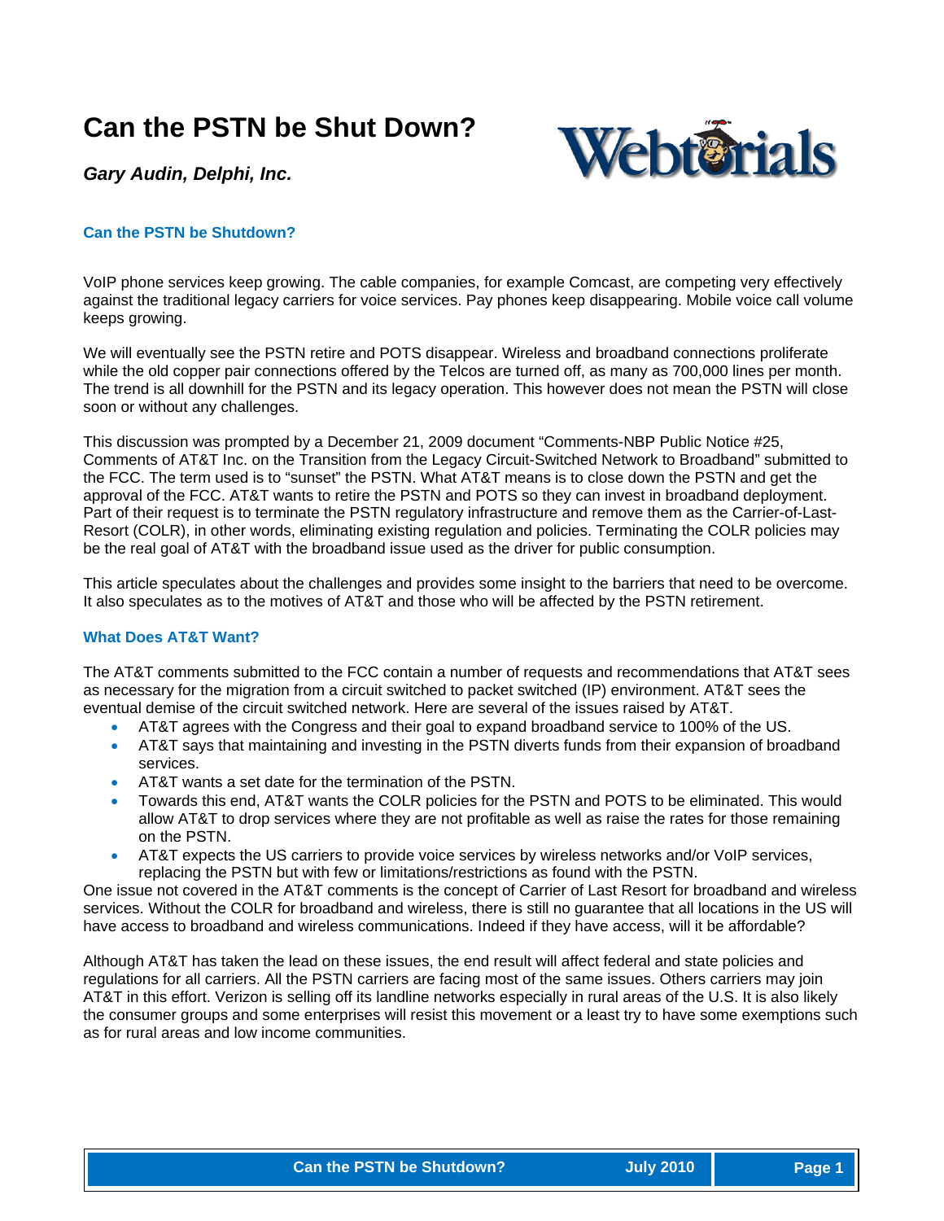# Can the PSTN be Shut Down?

***Gary Audin, Delphi, Inc.***

## Can the PSTN be Shutdown?

VoIP phone services keep growing. The cable companies, for example Comcast, are competing very effectively against the traditional legacy carriers for voice services. Pay phones keep disappearing. Mobile voice call volume keeps growing.

We will eventually see the PSTN retire and POTS disappear. Wireless and broadband connections proliferate while the old copper pair connections offered by the Telcos are turned off, as many as 700,000 lines per month. The trend is all downhill for the PSTN and its legacy operation. This however does not mean the PSTN will close soon or without any challenges.

This discussion was prompted by a December 21, 2009 document "Comments-NBP Public Notice #25, Comments of AT&T Inc. on the Transition from the Legacy Circuit-Switched Network to Broadband" submitted to the FCC. The term used is to "sunset" the PSTN. What AT&T means is to close down the PSTN and get the approval of the FCC. AT&T wants to retire the PSTN and POTS so they can invest in broadband deployment. Part of their request is to terminate the PSTN regulatory infrastructure and remove them as the Carrier-of-Last-Resort (COLR), in other words, eliminating existing regulation and policies. Terminating the COLR policies may be the real goal of AT&T with the broadband issue used as the driver for public consumption.

This article speculates about the challenges and provides some insight to the barriers that need to be overcome. It also speculates as to the motives of AT&T and those who will be affected by the PSTN retirement.

## What Does AT&T Want?

The AT&T comments submitted to the FCC contain a number of requests and recommendations that AT&T sees as necessary for the migration from a circuit switched to packet switched (IP) environment. AT&T sees the eventual demise of the circuit switched network. Here are several of the issues raised by AT&T.

- AT&T agrees with the Congress and their goal to expand broadband service to 100% of the US.
- AT&T says that maintaining and investing in the PSTN diverts funds from their expansion of broadband services.
- AT&T wants a set date for the termination of the PSTN.
- Towards this end, AT&T wants the COLR policies for the PSTN and POTS to be eliminated. This would allow AT&T to drop services where they are not profitable as well as raise the rates for those remaining on the PSTN.
- AT&T expects the US carriers to provide voice services by wireless networks and/or VoIP services, replacing the PSTN but with few or limitations/restrictions as found with the PSTN.

One issue not covered in the AT&T comments is the concept of Carrier of Last Resort for broadband and wireless services. Without the COLR for broadband and wireless, there is still no guarantee that all locations in the US will have access to broadband and wireless communications. Indeed if they have access, will it be affordable?

Although AT&T has taken the lead on these issues, the end result will affect federal and state policies and regulations for all carriers. All the PSTN carriers are facing most of the same issues. Others carriers may join AT&T in this effort. Verizon is selling off its landline networks especially in rural areas of the U.S. It is also likely the consumer groups and some enterprises will resist this movement or a least try to have some exemptions such as for rural areas and low income communities.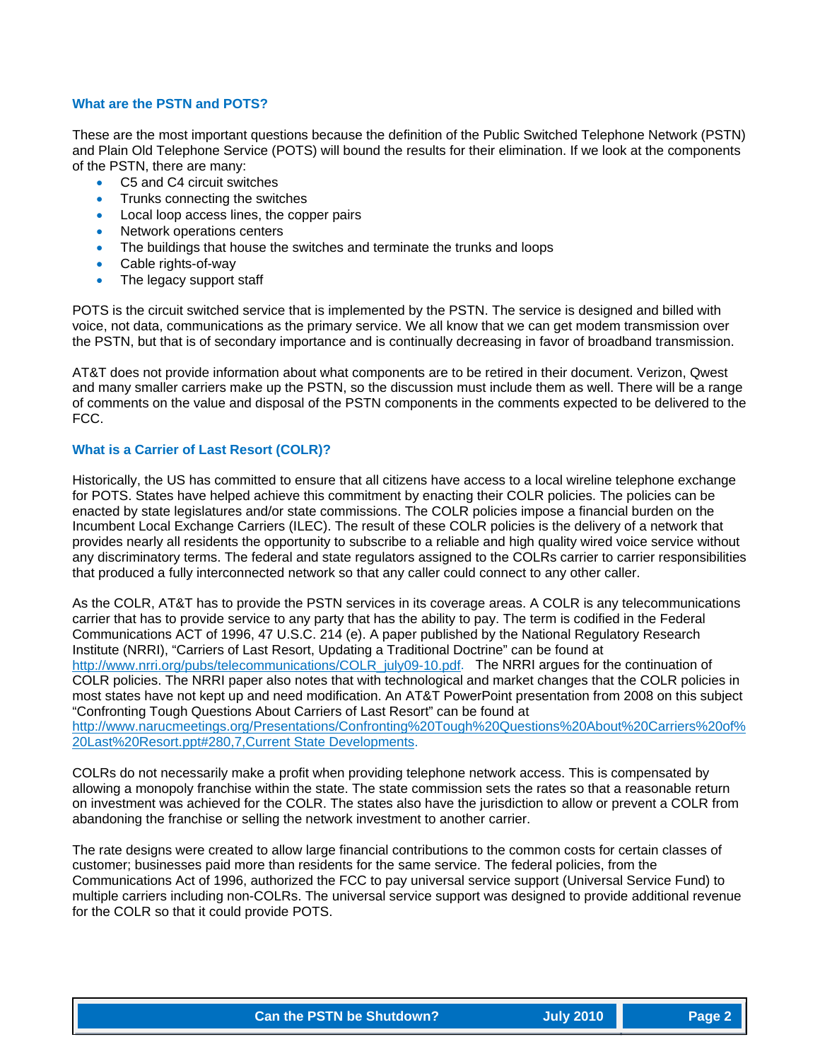## What are the PSTN and POTS?

These are the most important questions because the definition of the Public Switched Telephone Network (PSTN) and Plain Old Telephone Service (POTS) will bound the results for their elimination. If we look at the components of the PSTN, there are many:

- C5 and C4 circuit switches
- Trunks connecting the switches
- Local loop access lines, the copper pairs
- Network operations centers
- The buildings that house the switches and terminate the trunks and loops
- Cable rights-of-way
- The legacy support staff

POTS is the circuit switched service that is implemented by the PSTN. The service is designed and billed with voice, not data, communications as the primary service. We all know that we can get modem transmission over the PSTN, but that is of secondary importance and is continually decreasing in favor of broadband transmission.

AT&T does not provide information about what components are to be retired in their document. Verizon, Qwest and many smaller carriers make up the PSTN, so the discussion must include them as well. There will be a range of comments on the value and disposal of the PSTN components in the comments expected to be delivered to the FCC.

## What is a Carrier of Last Resort (COLR)?

Historically, the US has committed to ensure that all citizens have access to a local wireline telephone exchange for POTS. States have helped achieve this commitment by enacting their COLR policies. The policies can be enacted by state legislatures and/or state commissions. The COLR policies impose a financial burden on the Incumbent Local Exchange Carriers (ILEC). The result of these COLR policies is the delivery of a network that provides nearly all residents the opportunity to subscribe to a reliable and high quality wired voice service without any discriminatory terms. The federal and state regulators assigned to the COLRs carrier to carrier responsibilities that produced a fully interconnected network so that any caller could connect to any other caller.

As the COLR, AT&T has to provide the PSTN services in its coverage areas. A COLR is any telecommunications carrier that has to provide service to any party that has the ability to pay. The term is codified in the Federal Communications ACT of 1996, 47 U.S.C. 214 (e). A paper published by the National Regulatory Research Institute (NRRI), "Carriers of Last Resort, Updating a Traditional Doctrine" can be found at http://www.nrri.org/pubs/telecommunications/COLR_july09-10.pdf. The NRRI argues for the continuation of COLR policies. The NRRI paper also notes that with technological and market changes that the COLR policies in most states have not kept up and need modification. An AT&T PowerPoint presentation from 2008 on this subject "Confronting Tough Questions About Carriers of Last Resort" can be found at http://www.narucmeetings.org/Presentations/Confronting%20Tough%20Questions%20About%20Carriers%20of%20Last%20Resort.ppt#280,7,Current State Developments.

COLRs do not necessarily make a profit when providing telephone network access. This is compensated by allowing a monopoly franchise within the state. The state commission sets the rates so that a reasonable return on investment was achieved for the COLR. The states also have the jurisdiction to allow or prevent a COLR from abandoning the franchise or selling the network investment to another carrier.

The rate designs were created to allow large financial contributions to the common costs for certain classes of customer; businesses paid more than residents for the same service. The federal policies, from the Communications Act of 1996, authorized the FCC to pay universal service support (Universal Service Fund) to multiple carriers including non-COLRs. The universal service support was designed to provide additional revenue for the COLR so that it could provide POTS.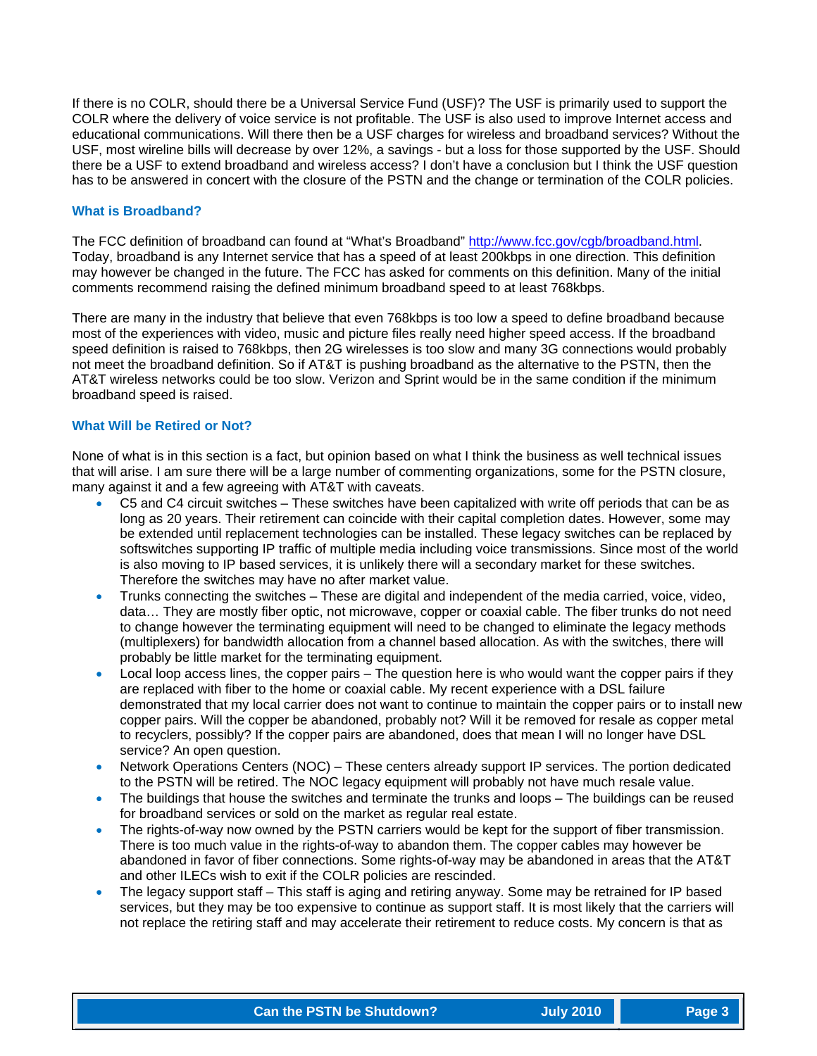If there is no COLR, should there be a Universal Service Fund (USF)? The USF is primarily used to support the COLR where the delivery of voice service is not profitable. The USF is also used to improve Internet access and educational communications. Will there then be a USF charges for wireless and broadband services? Without the USF, most wireline bills will decrease by over 12%, a savings - but a loss for those supported by the USF. Should there be a USF to extend broadband and wireless access? I don't have a conclusion but I think the USF question has to be answered in concert with the closure of the PSTN and the change or termination of the COLR policies.

### What is Broadband?

The FCC definition of broadband can found at "What's Broadband" http://www.fcc.gov/cgb/broadband.html. Today, broadband is any Internet service that has a speed of at least 200kbps in one direction. This definition may however be changed in the future. The FCC has asked for comments on this definition. Many of the initial comments recommend raising the defined minimum broadband speed to at least 768kbps.

There are many in the industry that believe that even 768kbps is too low a speed to define broadband because most of the experiences with video, music and picture files really need higher speed access. If the broadband speed definition is raised to 768kbps, then 2G wirelesses is too slow and many 3G connections would probably not meet the broadband definition. So if AT&T is pushing broadband as the alternative to the PSTN, then the AT&T wireless networks could be too slow. Verizon and Sprint would be in the same condition if the minimum broadband speed is raised.

### What Will be Retired or Not?

None of what is in this section is a fact, but opinion based on what I think the business as well technical issues that will arise. I am sure there will be a large number of commenting organizations, some for the PSTN closure, many against it and a few agreeing with AT&T with caveats.

- C5 and C4 circuit switches – These switches have been capitalized with write off periods that can be as long as 20 years. Their retirement can coincide with their capital completion dates. However, some may be extended until replacement technologies can be installed. These legacy switches can be replaced by softswitches supporting IP traffic of multiple media including voice transmissions. Since most of the world is also moving to IP based services, it is unlikely there will a secondary market for these switches. Therefore the switches may have no after market value.
- Trunks connecting the switches – These are digital and independent of the media carried, voice, video, data… They are mostly fiber optic, not microwave, copper or coaxial cable. The fiber trunks do not need to change however the terminating equipment will need to be changed to eliminate the legacy methods (multiplexers) for bandwidth allocation from a channel based allocation. As with the switches, there will probably be little market for the terminating equipment.
- Local loop access lines, the copper pairs – The question here is who would want the copper pairs if they are replaced with fiber to the home or coaxial cable. My recent experience with a DSL failure demonstrated that my local carrier does not want to continue to maintain the copper pairs or to install new copper pairs. Will the copper be abandoned, probably not? Will it be removed for resale as copper metal to recyclers, possibly? If the copper pairs are abandoned, does that mean I will no longer have DSL service? An open question.
- Network Operations Centers (NOC) – These centers already support IP services. The portion dedicated to the PSTN will be retired. The NOC legacy equipment will probably not have much resale value.
- The buildings that house the switches and terminate the trunks and loops – The buildings can be reused for broadband services or sold on the market as regular real estate.
- The rights-of-way now owned by the PSTN carriers would be kept for the support of fiber transmission. There is too much value in the rights-of-way to abandon them. The copper cables may however be abandoned in favor of fiber connections. Some rights-of-way may be abandoned in areas that the AT&T and other ILECs wish to exit if the COLR policies are rescinded.
- The legacy support staff – This staff is aging and retiring anyway. Some may be retrained for IP based services, but they may be too expensive to continue as support staff. It is most likely that the carriers will not replace the retiring staff and may accelerate their retirement to reduce costs. My concern is that as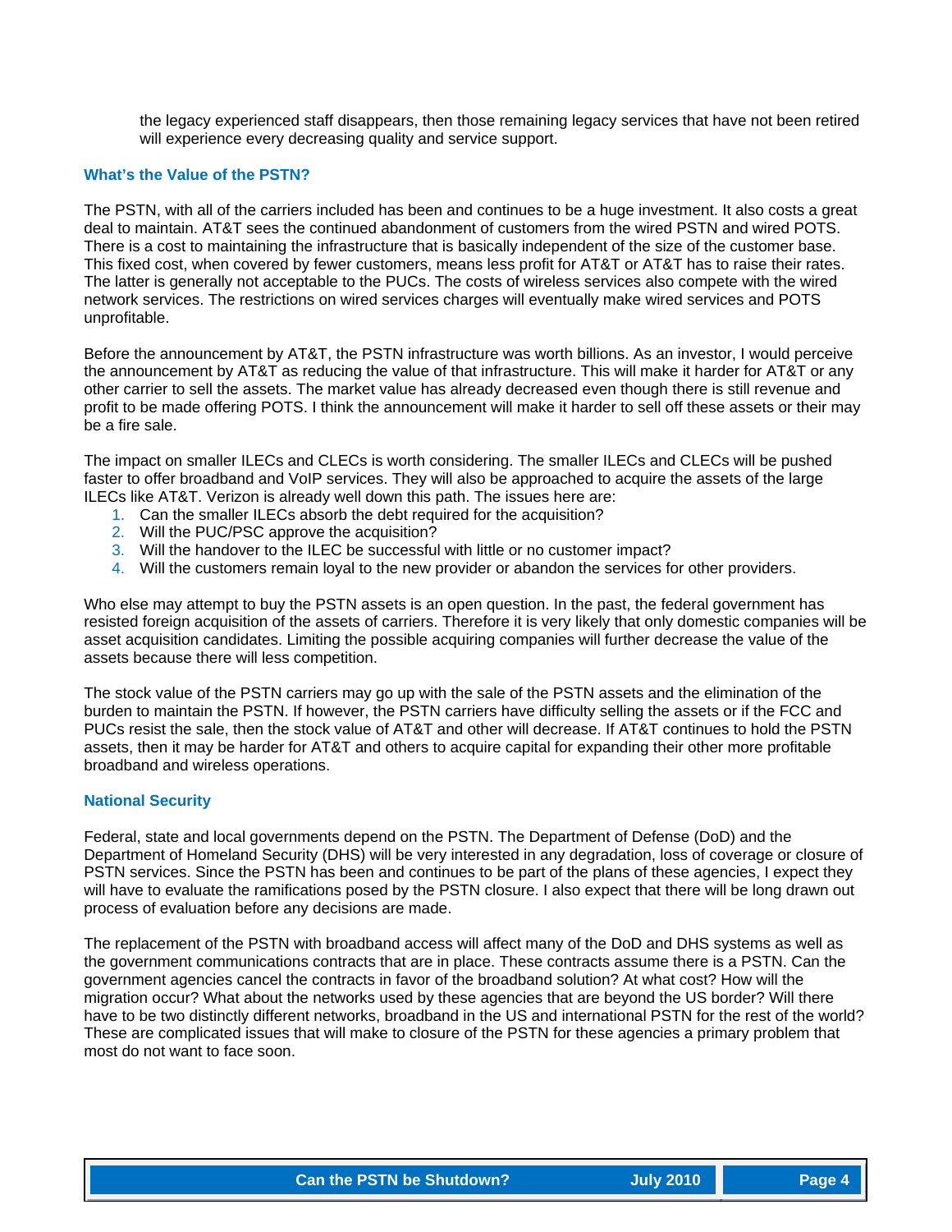the legacy experienced staff disappears, then those remaining legacy services that have not been retired will experience every decreasing quality and service support.

## What's the Value of the PSTN?

The PSTN, with all of the carriers included has been and continues to be a huge investment. It also costs a great deal to maintain. AT&T sees the continued abandonment of customers from the wired PSTN and wired POTS. There is a cost to maintaining the infrastructure that is basically independent of the size of the customer base. This fixed cost, when covered by fewer customers, means less profit for AT&T or AT&T has to raise their rates. The latter is generally not acceptable to the PUCs. The costs of wireless services also compete with the wired network services. The restrictions on wired services charges will eventually make wired services and POTS unprofitable.

Before the announcement by AT&T, the PSTN infrastructure was worth billions. As an investor, I would perceive the announcement by AT&T as reducing the value of that infrastructure. This will make it harder for AT&T or any other carrier to sell the assets. The market value has already decreased even though there is still revenue and profit to be made offering POTS. I think the announcement will make it harder to sell off these assets or their may be a fire sale.

The impact on smaller ILECs and CLECs is worth considering. The smaller ILECs and CLECs will be pushed faster to offer broadband and VoIP services. They will also be approached to acquire the assets of the large ILECs like AT&T. Verizon is already well down this path. The issues here are:

1. Can the smaller ILECs absorb the debt required for the acquisition?
2. Will the PUC/PSC approve the acquisition?
3. Will the handover to the ILEC be successful with little or no customer impact?
4. Will the customers remain loyal to the new provider or abandon the services for other providers.

Who else may attempt to buy the PSTN assets is an open question. In the past, the federal government has resisted foreign acquisition of the assets of carriers. Therefore it is very likely that only domestic companies will be asset acquisition candidates. Limiting the possible acquiring companies will further decrease the value of the assets because there will less competition.

The stock value of the PSTN carriers may go up with the sale of the PSTN assets and the elimination of the burden to maintain the PSTN. If however, the PSTN carriers have difficulty selling the assets or if the FCC and PUCs resist the sale, then the stock value of AT&T and other will decrease. If AT&T continues to hold the PSTN assets, then it may be harder for AT&T and others to acquire capital for expanding their other more profitable broadband and wireless operations.

## National Security

Federal, state and local governments depend on the PSTN. The Department of Defense (DoD) and the Department of Homeland Security (DHS) will be very interested in any degradation, loss of coverage or closure of PSTN services. Since the PSTN has been and continues to be part of the plans of these agencies, I expect they will have to evaluate the ramifications posed by the PSTN closure. I also expect that there will be long drawn out process of evaluation before any decisions are made.

The replacement of the PSTN with broadband access will affect many of the DoD and DHS systems as well as the government communications contracts that are in place. These contracts assume there is a PSTN. Can the government agencies cancel the contracts in favor of the broadband solution? At what cost? How will the migration occur? What about the networks used by these agencies that are beyond the US border? Will there have to be two distinctly different networks, broadband in the US and international PSTN for the rest of the world? These are complicated issues that will make to closure of the PSTN for these agencies a primary problem that most do not want to face soon.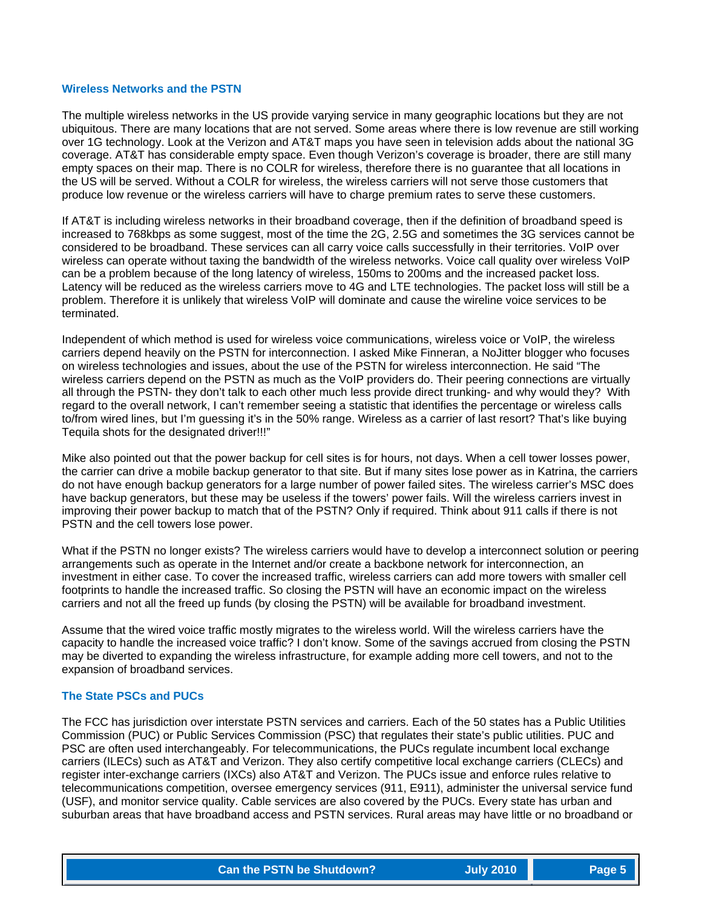## Wireless Networks and the PSTN

The multiple wireless networks in the US provide varying service in many geographic locations but they are not ubiquitous. There are many locations that are not served. Some areas where there is low revenue are still working over 1G technology. Look at the Verizon and AT&T maps you have seen in television adds about the national 3G coverage. AT&T has considerable empty space. Even though Verizon's coverage is broader, there are still many empty spaces on their map. There is no COLR for wireless, therefore there is no guarantee that all locations in the US will be served. Without a COLR for wireless, the wireless carriers will not serve those customers that produce low revenue or the wireless carriers will have to charge premium rates to serve these customers.

If AT&T is including wireless networks in their broadband coverage, then if the definition of broadband speed is increased to 768kbps as some suggest, most of the time the 2G, 2.5G and sometimes the 3G services cannot be considered to be broadband. These services can all carry voice calls successfully in their territories. VoIP over wireless can operate without taxing the bandwidth of the wireless networks. Voice call quality over wireless VoIP can be a problem because of the long latency of wireless, 150ms to 200ms and the increased packet loss. Latency will be reduced as the wireless carriers move to 4G and LTE technologies. The packet loss will still be a problem. Therefore it is unlikely that wireless VoIP will dominate and cause the wireline voice services to be terminated.

Independent of which method is used for wireless voice communications, wireless voice or VoIP, the wireless carriers depend heavily on the PSTN for interconnection. I asked Mike Finneran, a NoJitter blogger who focuses on wireless technologies and issues, about the use of the PSTN for wireless interconnection. He said "The wireless carriers depend on the PSTN as much as the VoIP providers do. Their peering connections are virtually all through the PSTN- they don't talk to each other much less provide direct trunking- and why would they? With regard to the overall network, I can't remember seeing a statistic that identifies the percentage or wireless calls to/from wired lines, but I'm guessing it's in the 50% range. Wireless as a carrier of last resort? That's like buying Tequila shots for the designated driver!!!"

Mike also pointed out that the power backup for cell sites is for hours, not days. When a cell tower losses power, the carrier can drive a mobile backup generator to that site. But if many sites lose power as in Katrina, the carriers do not have enough backup generators for a large number of power failed sites. The wireless carrier's MSC does have backup generators, but these may be useless if the towers' power fails. Will the wireless carriers invest in improving their power backup to match that of the PSTN? Only if required. Think about 911 calls if there is not PSTN and the cell towers lose power.

What if the PSTN no longer exists? The wireless carriers would have to develop a interconnect solution or peering arrangements such as operate in the Internet and/or create a backbone network for interconnection, an investment in either case. To cover the increased traffic, wireless carriers can add more towers with smaller cell footprints to handle the increased traffic. So closing the PSTN will have an economic impact on the wireless carriers and not all the freed up funds (by closing the PSTN) will be available for broadband investment.

Assume that the wired voice traffic mostly migrates to the wireless world. Will the wireless carriers have the capacity to handle the increased voice traffic? I don't know. Some of the savings accrued from closing the PSTN may be diverted to expanding the wireless infrastructure, for example adding more cell towers, and not to the expansion of broadband services.

## The State PSCs and PUCs

The FCC has jurisdiction over interstate PSTN services and carriers. Each of the 50 states has a Public Utilities Commission (PUC) or Public Services Commission (PSC) that regulates their state's public utilities. PUC and PSC are often used interchangeably. For telecommunications, the PUCs regulate incumbent local exchange carriers (ILECs) such as AT&T and Verizon. They also certify competitive local exchange carriers (CLECs) and register inter-exchange carriers (IXCs) also AT&T and Verizon. The PUCs issue and enforce rules relative to telecommunications competition, oversee emergency services (911, E911), administer the universal service fund (USF), and monitor service quality. Cable services are also covered by the PUCs. Every state has urban and suburban areas that have broadband access and PSTN services. Rural areas may have little or no broadband or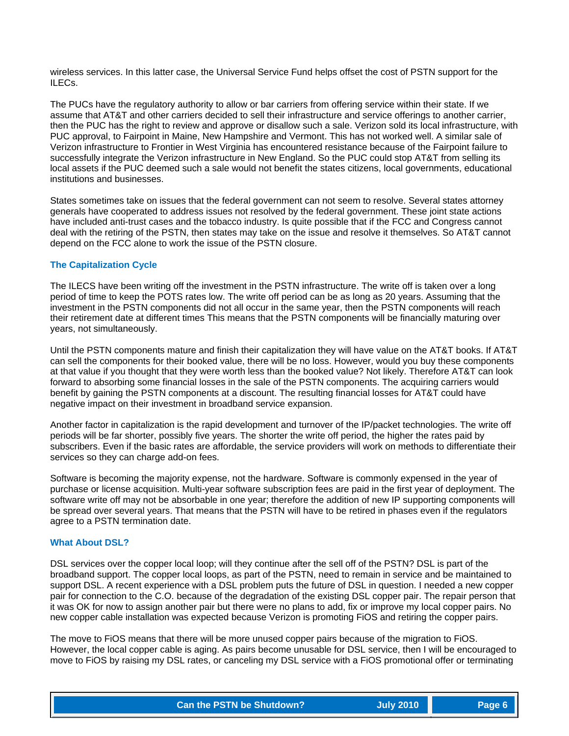wireless services. In this latter case, the Universal Service Fund helps offset the cost of PSTN support for the ILECs.

The PUCs have the regulatory authority to allow or bar carriers from offering service within their state. If we assume that AT&T and other carriers decided to sell their infrastructure and service offerings to another carrier, then the PUC has the right to review and approve or disallow such a sale. Verizon sold its local infrastructure, with PUC approval, to Fairpoint in Maine, New Hampshire and Vermont. This has not worked well. A similar sale of Verizon infrastructure to Frontier in West Virginia has encountered resistance because of the Fairpoint failure to successfully integrate the Verizon infrastructure in New England. So the PUC could stop AT&T from selling its local assets if the PUC deemed such a sale would not benefit the states citizens, local governments, educational institutions and businesses.

States sometimes take on issues that the federal government can not seem to resolve. Several states attorney generals have cooperated to address issues not resolved by the federal government. These joint state actions have included anti-trust cases and the tobacco industry. Is quite possible that if the FCC and Congress cannot deal with the retiring of the PSTN, then states may take on the issue and resolve it themselves. So AT&T cannot depend on the FCC alone to work the issue of the PSTN closure.

### The Capitalization Cycle

The ILECS have been writing off the investment in the PSTN infrastructure. The write off is taken over a long period of time to keep the POTS rates low. The write off period can be as long as 20 years. Assuming that the investment in the PSTN components did not all occur in the same year, then the PSTN components will reach their retirement date at different times This means that the PSTN components will be financially maturing over years, not simultaneously.

Until the PSTN components mature and finish their capitalization they will have value on the AT&T books. If AT&T can sell the components for their booked value, there will be no loss. However, would you buy these components at that value if you thought that they were worth less than the booked value? Not likely. Therefore AT&T can look forward to absorbing some financial losses in the sale of the PSTN components. The acquiring carriers would benefit by gaining the PSTN components at a discount. The resulting financial losses for AT&T could have negative impact on their investment in broadband service expansion.

Another factor in capitalization is the rapid development and turnover of the IP/packet technologies. The write off periods will be far shorter, possibly five years. The shorter the write off period, the higher the rates paid by subscribers. Even if the basic rates are affordable, the service providers will work on methods to differentiate their services so they can charge add-on fees.

Software is becoming the majority expense, not the hardware. Software is commonly expensed in the year of purchase or license acquisition. Multi-year software subscription fees are paid in the first year of deployment. The software write off may not be absorbable in one year; therefore the addition of new IP supporting components will be spread over several years. That means that the PSTN will have to be retired in phases even if the regulators agree to a PSTN termination date.

### What About DSL?

DSL services over the copper local loop; will they continue after the sell off of the PSTN? DSL is part of the broadband support. The copper local loops, as part of the PSTN, need to remain in service and be maintained to support DSL. A recent experience with a DSL problem puts the future of DSL in question. I needed a new copper pair for connection to the C.O. because of the degradation of the existing DSL copper pair. The repair person that it was OK for now to assign another pair but there were no plans to add, fix or improve my local copper pairs. No new copper cable installation was expected because Verizon is promoting FiOS and retiring the copper pairs.

The move to FiOS means that there will be more unused copper pairs because of the migration to FiOS. However, the local copper cable is aging. As pairs become unusable for DSL service, then I will be encouraged to move to FiOS by raising my DSL rates, or canceling my DSL service with a FiOS promotional offer or terminating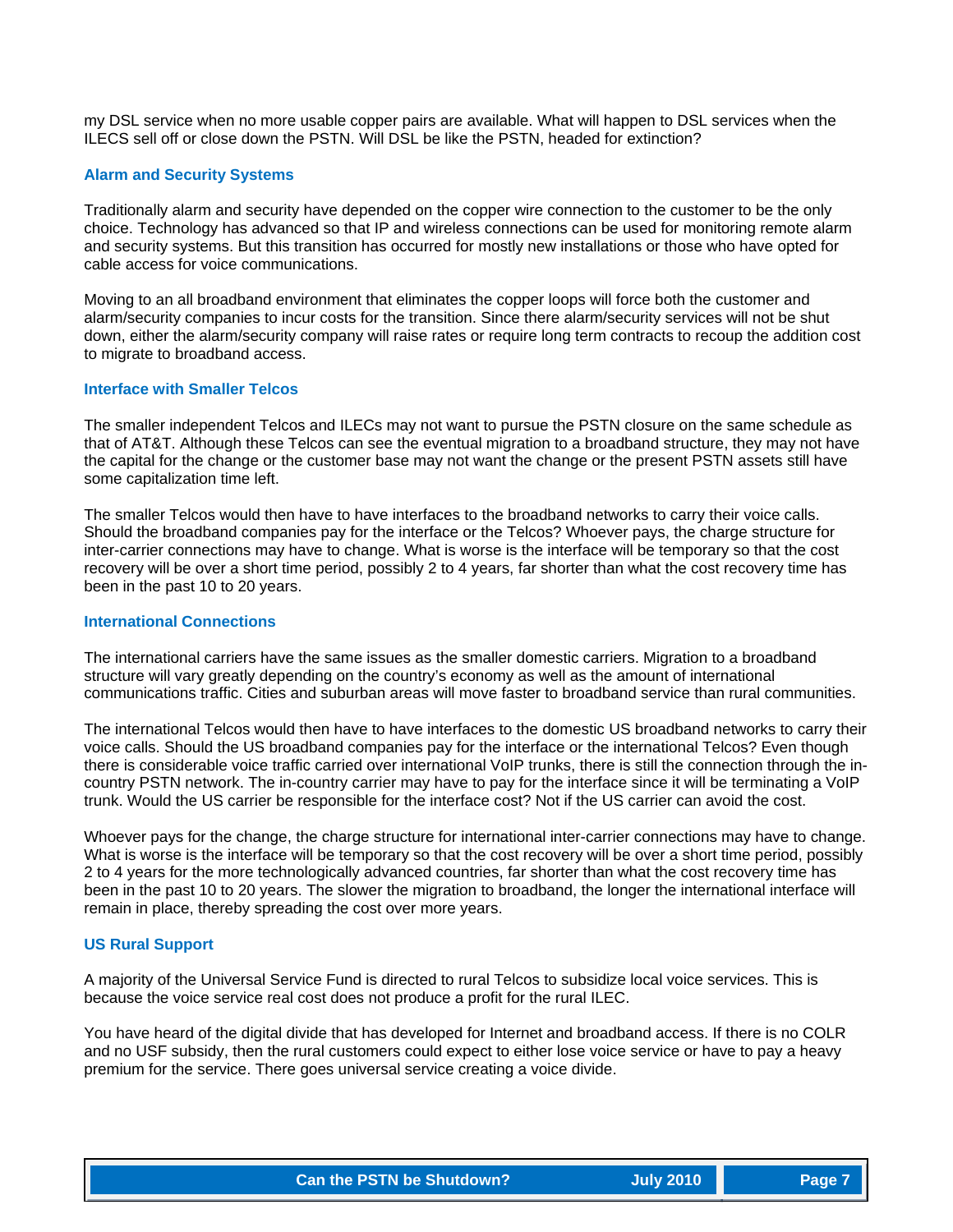my DSL service when no more usable copper pairs are available. What will happen to DSL services when the ILECS sell off or close down the PSTN. Will DSL be like the PSTN, headed for extinction?

### Alarm and Security Systems

Traditionally alarm and security have depended on the copper wire connection to the customer to be the only choice. Technology has advanced so that IP and wireless connections can be used for monitoring remote alarm and security systems. But this transition has occurred for mostly new installations or those who have opted for cable access for voice communications.

Moving to an all broadband environment that eliminates the copper loops will force both the customer and alarm/security companies to incur costs for the transition. Since there alarm/security services will not be shut down, either the alarm/security company will raise rates or require long term contracts to recoup the addition cost to migrate to broadband access.

### Interface with Smaller Telcos

The smaller independent Telcos and ILECs may not want to pursue the PSTN closure on the same schedule as that of AT&T. Although these Telcos can see the eventual migration to a broadband structure, they may not have the capital for the change or the customer base may not want the change or the present PSTN assets still have some capitalization time left.

The smaller Telcos would then have to have interfaces to the broadband networks to carry their voice calls. Should the broadband companies pay for the interface or the Telcos? Whoever pays, the charge structure for inter-carrier connections may have to change. What is worse is the interface will be temporary so that the cost recovery will be over a short time period, possibly 2 to 4 years, far shorter than what the cost recovery time has been in the past 10 to 20 years.

### International Connections

The international carriers have the same issues as the smaller domestic carriers. Migration to a broadband structure will vary greatly depending on the country's economy as well as the amount of international communications traffic. Cities and suburban areas will move faster to broadband service than rural communities.

The international Telcos would then have to have interfaces to the domestic US broadband networks to carry their voice calls. Should the US broadband companies pay for the interface or the international Telcos? Even though there is considerable voice traffic carried over international VoIP trunks, there is still the connection through the in-country PSTN network. The in-country carrier may have to pay for the interface since it will be terminating a VoIP trunk. Would the US carrier be responsible for the interface cost? Not if the US carrier can avoid the cost.

Whoever pays for the change, the charge structure for international inter-carrier connections may have to change. What is worse is the interface will be temporary so that the cost recovery will be over a short time period, possibly 2 to 4 years for the more technologically advanced countries, far shorter than what the cost recovery time has been in the past 10 to 20 years. The slower the migration to broadband, the longer the international interface will remain in place, thereby spreading the cost over more years.

### US Rural Support

A majority of the Universal Service Fund is directed to rural Telcos to subsidize local voice services. This is because the voice service real cost does not produce a profit for the rural ILEC.

You have heard of the digital divide that has developed for Internet and broadband access. If there is no COLR and no USF subsidy, then the rural customers could expect to either lose voice service or have to pay a heavy premium for the service. There goes universal service creating a voice divide.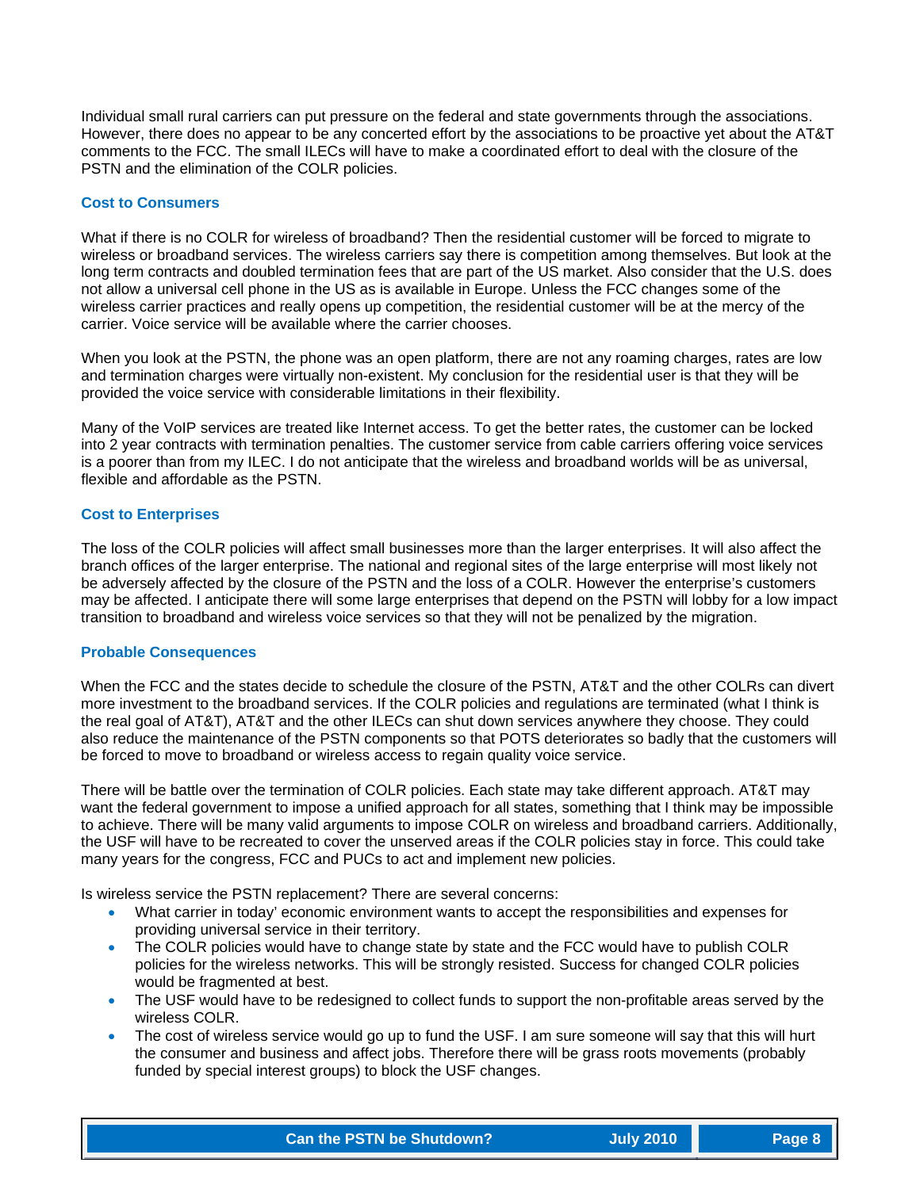Individual small rural carriers can put pressure on the federal and state governments through the associations. However, there does no appear to be any concerted effort by the associations to be proactive yet about the AT&T comments to the FCC. The small ILECs will have to make a coordinated effort to deal with the closure of the PSTN and the elimination of the COLR policies.

### Cost to Consumers

What if there is no COLR for wireless of broadband? Then the residential customer will be forced to migrate to wireless or broadband services. The wireless carriers say there is competition among themselves. But look at the long term contracts and doubled termination fees that are part of the US market. Also consider that the U.S. does not allow a universal cell phone in the US as is available in Europe. Unless the FCC changes some of the wireless carrier practices and really opens up competition, the residential customer will be at the mercy of the carrier. Voice service will be available where the carrier chooses.

When you look at the PSTN, the phone was an open platform, there are not any roaming charges, rates are low and termination charges were virtually non-existent. My conclusion for the residential user is that they will be provided the voice service with considerable limitations in their flexibility.

Many of the VoIP services are treated like Internet access. To get the better rates, the customer can be locked into 2 year contracts with termination penalties. The customer service from cable carriers offering voice services is a poorer than from my ILEC. I do not anticipate that the wireless and broadband worlds will be as universal, flexible and affordable as the PSTN.

### Cost to Enterprises

The loss of the COLR policies will affect small businesses more than the larger enterprises. It will also affect the branch offices of the larger enterprise. The national and regional sites of the large enterprise will most likely not be adversely affected by the closure of the PSTN and the loss of a COLR. However the enterprise's customers may be affected. I anticipate there will some large enterprises that depend on the PSTN will lobby for a low impact transition to broadband and wireless voice services so that they will not be penalized by the migration.

### Probable Consequences

When the FCC and the states decide to schedule the closure of the PSTN, AT&T and the other COLRs can divert more investment to the broadband services. If the COLR policies and regulations are terminated (what I think is the real goal of AT&T), AT&T and the other ILECs can shut down services anywhere they choose. They could also reduce the maintenance of the PSTN components so that POTS deteriorates so badly that the customers will be forced to move to broadband or wireless access to regain quality voice service.

There will be battle over the termination of COLR policies. Each state may take different approach. AT&T may want the federal government to impose a unified approach for all states, something that I think may be impossible to achieve. There will be many valid arguments to impose COLR on wireless and broadband carriers. Additionally, the USF will have to be recreated to cover the unserved areas if the COLR policies stay in force. This could take many years for the congress, FCC and PUCs to act and implement new policies.

Is wireless service the PSTN replacement? There are several concerns:

- What carrier in today' economic environment wants to accept the responsibilities and expenses for providing universal service in their territory.
- The COLR policies would have to change state by state and the FCC would have to publish COLR policies for the wireless networks. This will be strongly resisted. Success for changed COLR policies would be fragmented at best.
- The USF would have to be redesigned to collect funds to support the non-profitable areas served by the wireless COLR.
- The cost of wireless service would go up to fund the USF. I am sure someone will say that this will hurt the consumer and business and affect jobs. Therefore there will be grass roots movements (probably funded by special interest groups) to block the USF changes.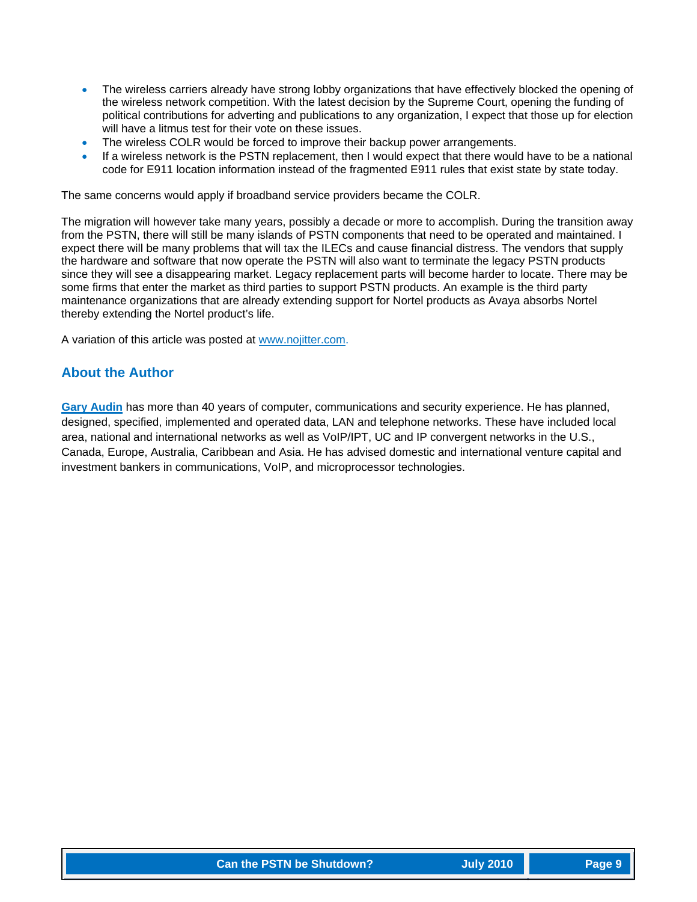- The wireless carriers already have strong lobby organizations that have effectively blocked the opening of the wireless network competition. With the latest decision by the Supreme Court, opening the funding of political contributions for adverting and publications to any organization, I expect that those up for election will have a litmus test for their vote on these issues.
- The wireless COLR would be forced to improve their backup power arrangements.
- If a wireless network is the PSTN replacement, then I would expect that there would have to be a national code for E911 location information instead of the fragmented E911 rules that exist state by state today.

The same concerns would apply if broadband service providers became the COLR.

The migration will however take many years, possibly a decade or more to accomplish. During the transition away from the PSTN, there will still be many islands of PSTN components that need to be operated and maintained. I expect there will be many problems that will tax the ILECs and cause financial distress. The vendors that supply the hardware and software that now operate the PSTN will also want to terminate the legacy PSTN products since they will see a disappearing market. Legacy replacement parts will become harder to locate. There may be some firms that enter the market as third parties to support PSTN products. An example is the third party maintenance organizations that are already extending support for Nortel products as Avaya absorbs Nortel thereby extending the Nortel product's life.

A variation of this article was posted at [www.nojitter.com.](http://www.nojitter.com)

## About the Author

**Gary Audin** has more than 40 years of computer, communications and security experience. He has planned, designed, specified, implemented and operated data, LAN and telephone networks. These have included local area, national and international networks as well as VoIP/IPT, UC and IP convergent networks in the U.S., Canada, Europe, Australia, Caribbean and Asia. He has advised domestic and international venture capital and investment bankers in communications, VoIP, and microprocessor technologies.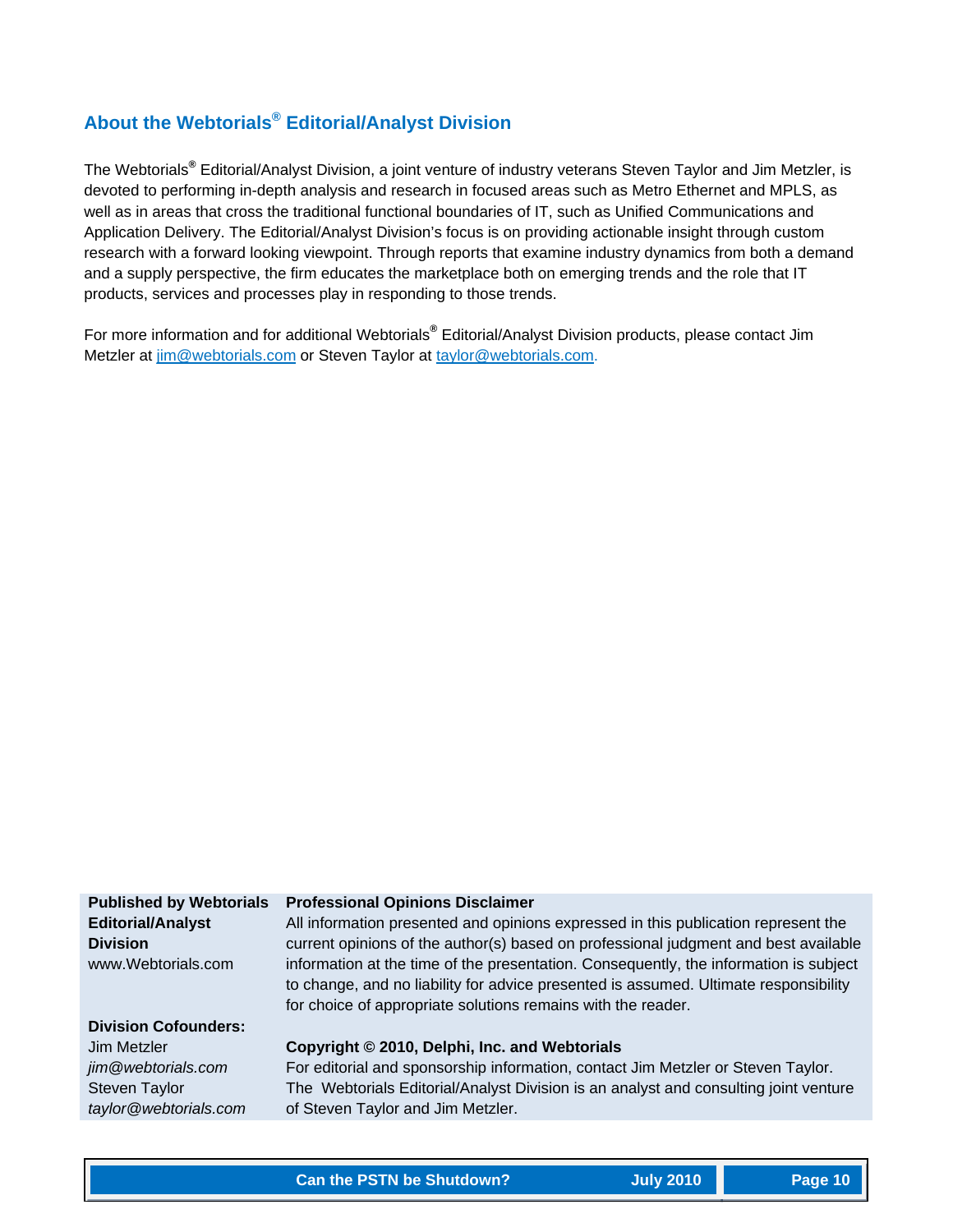## About the Webtorials® Editorial/Analyst Division

The Webtorials® Editorial/Analyst Division, a joint venture of industry veterans Steven Taylor and Jim Metzler, is devoted to performing in-depth analysis and research in focused areas such as Metro Ethernet and MPLS, as well as in areas that cross the traditional functional boundaries of IT, such as Unified Communications and Application Delivery. The Editorial/Analyst Division's focus is on providing actionable insight through custom research with a forward looking viewpoint. Through reports that examine industry dynamics from both a demand and a supply perspective, the firm educates the marketplace both on emerging trends and the role that IT products, services and processes play in responding to those trends.

For more information and for additional Webtorials® Editorial/Analyst Division products, please contact Jim Metzler at jim@webtorials.com or Steven Taylor at taylor@webtorials.com.

| | |
|---|---|
| **Published by Webtorials Editorial/Analyst Division**<br>www.Webtorials.com | **Professional Opinions Disclaimer**<br>All information presented and opinions expressed in this publication represent the current opinions of the author(s) based on professional judgment and best available information at the time of the presentation. Consequently, the information is subject to change, and no liability for advice presented is assumed. Ultimate responsibility for choice of appropriate solutions remains with the reader. |
| **Division Cofounders:**<br>Jim Metzler<br>*jim@webtorials.com*<br>Steven Taylor<br>*taylor@webtorials.com* | **Copyright © 2010, Delphi, Inc. and Webtorials**<br>For editorial and sponsorship information, contact Jim Metzler or Steven Taylor. The Webtorials Editorial/Analyst Division is an analyst and consulting joint venture of Steven Taylor and Jim Metzler. |